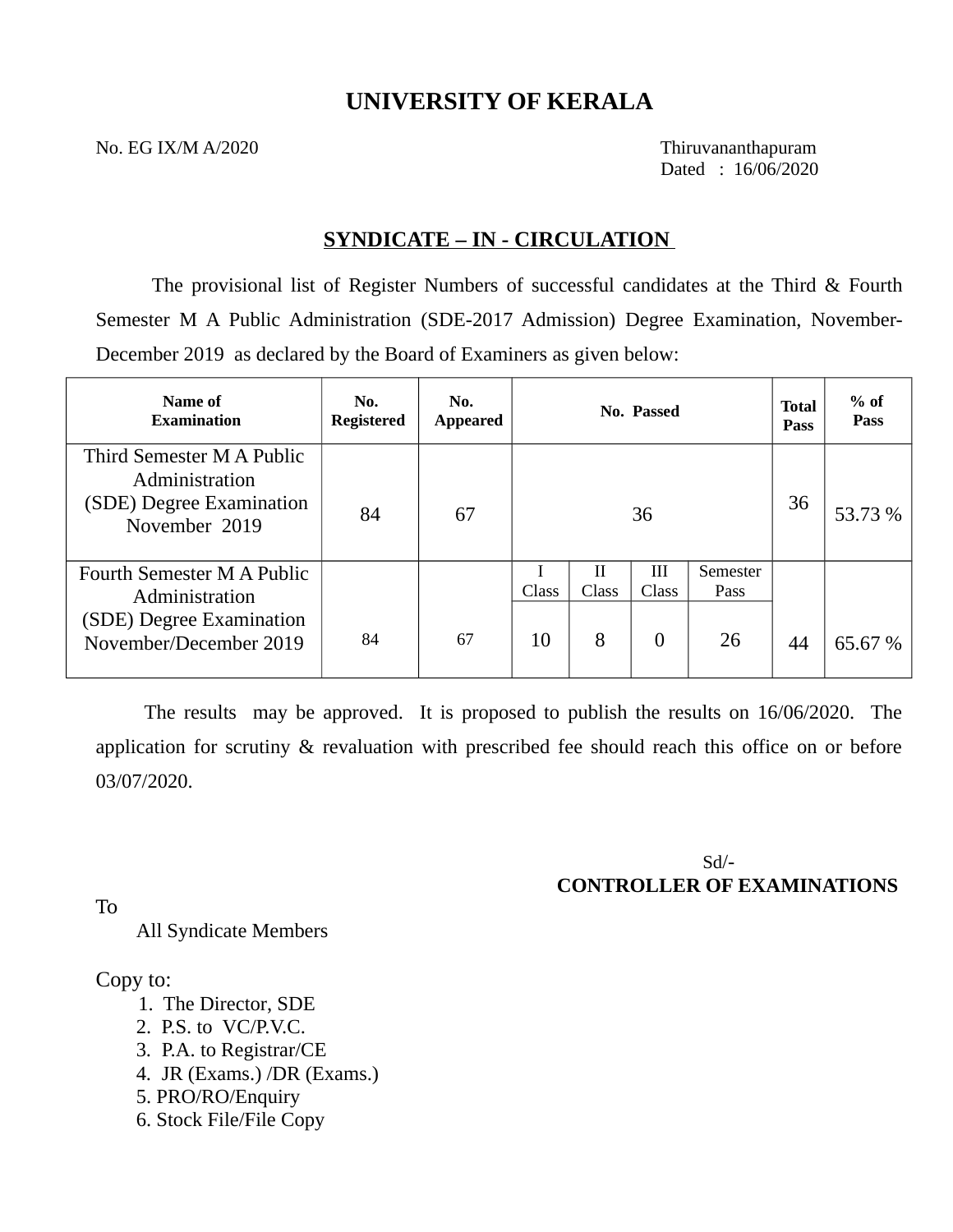# UNIVERSITY OF KERALA

No. EG IX/M A/2020

Thiruvananthapuram
Dated : 16/06/2020

## SYNDICATE – IN - CIRCULATION

The provisional list of Register Numbers of successful candidates at the Third & Fourth Semester M A Public Administration (SDE-2017 Admission) Degree Examination, November-December 2019 as declared by the Board of Examiners as given below:

| Name of Examination | No. Registered | No. Appeared | No. Passed | | | | Total Pass | % of Pass |
|---|---|---|---|---|---|---|---|---|
| Third Semester M A Public Administration (SDE) Degree Examination November 2019 | 84 | 67 | 36 | | | | 36 | 53.73 % |
| | | | I Class | II Class | III Class | Semester Pass | | |
| Fourth Semester M A Public Administration (SDE) Degree Examination November/December 2019 | 84 | 67 | 10 | 8 | 0 | 26 | 44 | 65.67 % |

The results may be approved. It is proposed to publish the results on 16/06/2020. The application for scrutiny & revaluation with prescribed fee should reach this office on or before 03/07/2020.

Sd/-
**CONTROLLER OF EXAMINATIONS**

To
All Syndicate Members

Copy to:
1. The Director, SDE
2. P.S. to VC/P.V.C.
3. P.A. to Registrar/CE
4. JR (Exams.) /DR (Exams.)
5. PRO/RO/Enquiry
6. Stock File/File Copy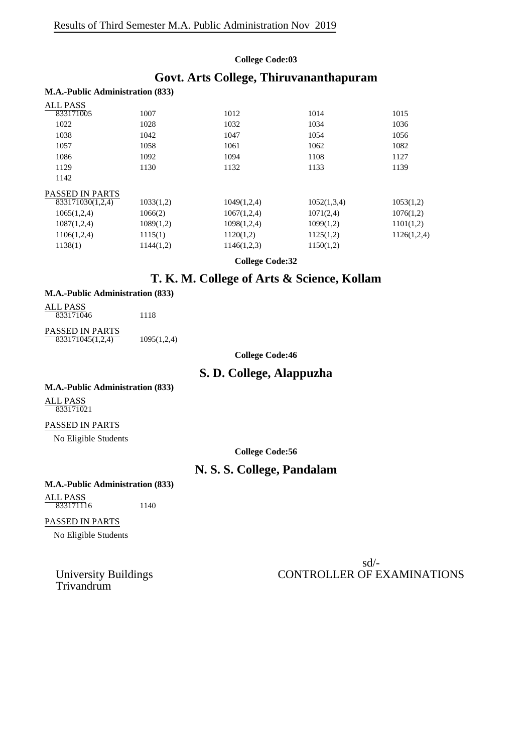Results of Third Semester M.A. Public Administration Nov 2019

**College Code:03**

## Govt. Arts College, Thiruvananthapuram

**M.A.-Public Administration (833)**

ALL PASS

| | | | | |
|---|---|---|---|---|
| 833171005 | 1007 | 1012 | 1014 | 1015 |
| 1022 | 1028 | 1032 | 1034 | 1036 |
| 1038 | 1042 | 1047 | 1054 | 1056 |
| 1057 | 1058 | 1061 | 1062 | 1082 |
| 1086 | 1092 | 1094 | 1108 | 1127 |
| 1129 | 1130 | 1132 | 1133 | 1139 |
| 1142 | | | | |

PASSED IN PARTS

| | | | | |
|---|---|---|---|---|
| 833171030(1,2,4) | 1033(1,2) | 1049(1,2,4) | 1052(1,3,4) | 1053(1,2) |
| 1065(1,2,4) | 1066(2) | 1067(1,2,4) | 1071(2,4) | 1076(1,2) |
| 1087(1,2,4) | 1089(1,2) | 1098(1,2,4) | 1099(1,2) | 1101(1,2) |
| 1106(1,2,4) | 1115(1) | 1120(1,2) | 1125(1,2) | 1126(1,2,4) |
| 1138(1) | 1144(1,2) | 1146(1,2,3) | 1150(1,2) | |

**College Code:32**

## T. K. M. College of Arts & Science, Kollam

**M.A.-Public Administration (833)**

ALL PASS

833171046 1118

PASSED IN PARTS

833171045(1,2,4) 1095(1,2,4)

**College Code:46**

## S. D. College, Alappuzha

**M.A.-Public Administration (833)**

ALL PASS

833171021

PASSED IN PARTS

No Eligible Students

**College Code:56**

## N. S. S. College, Pandalam

**M.A.-Public Administration (833)**

ALL PASS

833171116 1140

PASSED IN PARTS

No Eligible Students

University Buildings
Trivandrum

sd/-
CONTROLLER OF EXAMINATIONS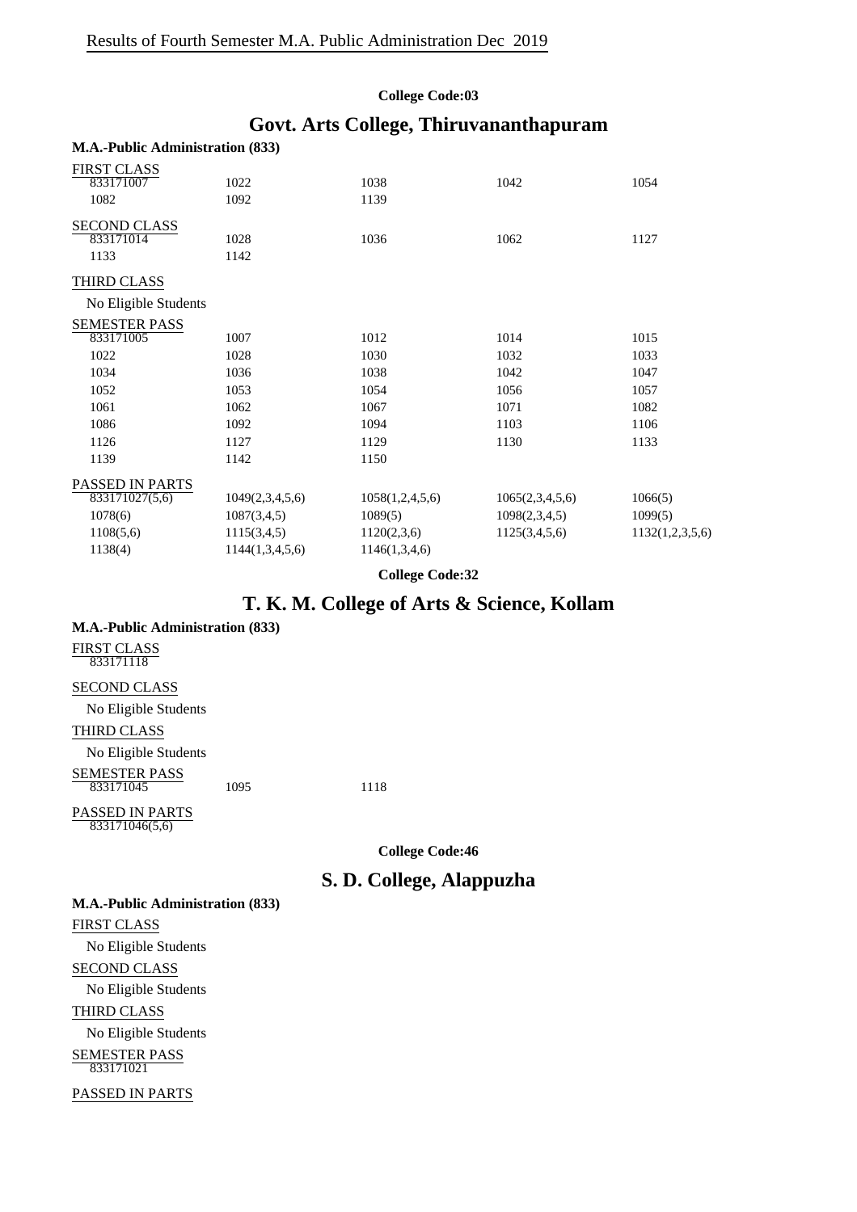Results of Fourth Semester M.A. Public Administration Dec 2019

**College Code:03**

## Govt. Arts College, Thiruvananthapuram

**M.A.-Public Administration (833)**

FIRST CLASS

| | | | | |
|---|---|---|---|---|
| 833171007 | 1022 | 1038 | 1042 | 1054 |
| 1082 | 1092 | 1139 | | |

SECOND CLASS

| | | | | |
|---|---|---|---|---|
| 833171014 | 1028 | 1036 | 1062 | 1127 |
| 1133 | 1142 | | | |

THIRD CLASS

No Eligible Students

SEMESTER PASS

| | | | | |
|---|---|---|---|---|
| 833171005 | 1007 | 1012 | 1014 | 1015 |
| 1022 | 1028 | 1030 | 1032 | 1033 |
| 1034 | 1036 | 1038 | 1042 | 1047 |
| 1052 | 1053 | 1054 | 1056 | 1057 |
| 1061 | 1062 | 1067 | 1071 | 1082 |
| 1086 | 1092 | 1094 | 1103 | 1106 |
| 1126 | 1127 | 1129 | 1130 | 1133 |
| 1139 | 1142 | 1150 | | |

PASSED IN PARTS

| | | | | |
|---|---|---|---|---|
| 833171027(5,6) | 1049(2,3,4,5,6) | 1058(1,2,4,5,6) | 1065(2,3,4,5,6) | 1066(5) |
| 1078(6) | 1087(3,4,5) | 1089(5) | 1098(2,3,4,5) | 1099(5) |
| 1108(5,6) | 1115(3,4,5) | 1120(2,3,6) | 1125(3,4,5,6) | 1132(1,2,3,5,6) |
| 1138(4) | 1144(1,3,4,5,6) | 1146(1,3,4,6) | | |

**College Code:32**

## T. K. M. College of Arts & Science, Kollam

**M.A.-Public Administration (833)**

FIRST CLASS

833171118

SECOND CLASS

No Eligible Students

THIRD CLASS

No Eligible Students

SEMESTER PASS

| | | |
|---|---|---|
| 833171045 | 1095 | 1118 |

PASSED IN PARTS

833171046(5,6)

**College Code:46**

## S. D. College, Alappuzha

**M.A.-Public Administration (833)**

FIRST CLASS

No Eligible Students

SECOND CLASS

No Eligible Students

THIRD CLASS

No Eligible Students

SEMESTER PASS

833171021

PASSED IN PARTS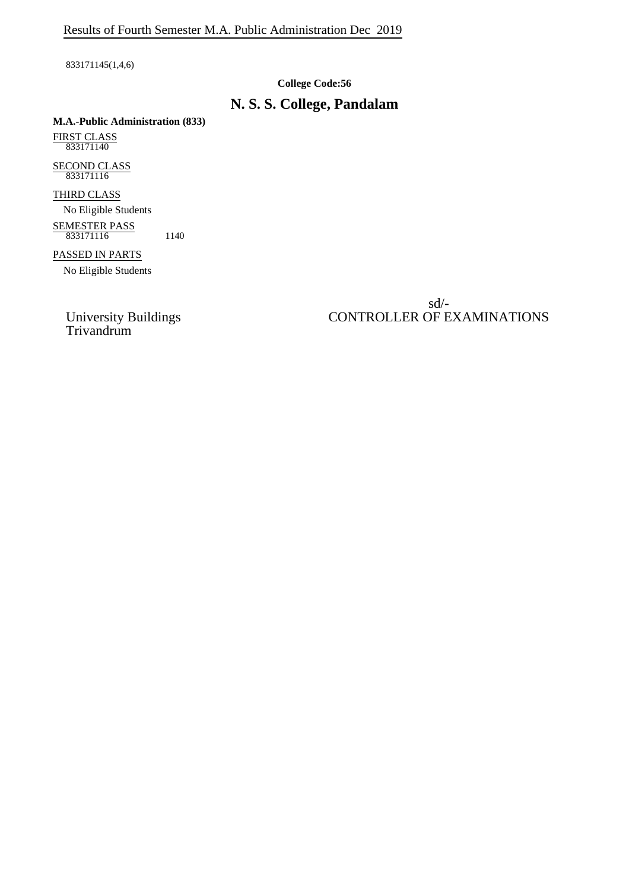Results of Fourth Semester M.A. Public Administration Dec 2019

833171145(1,4,6)

**College Code:56**

## N. S. S. College, Pandalam

**M.A.-Public Administration (833)**

FIRST CLASS

833171140

SECOND CLASS

833171116

THIRD CLASS

No Eligible Students

SEMESTER PASS

833171116 1140

PASSED IN PARTS

No Eligible Students

University Buildings
Trivandrum

sd/-
CONTROLLER OF EXAMINATIONS